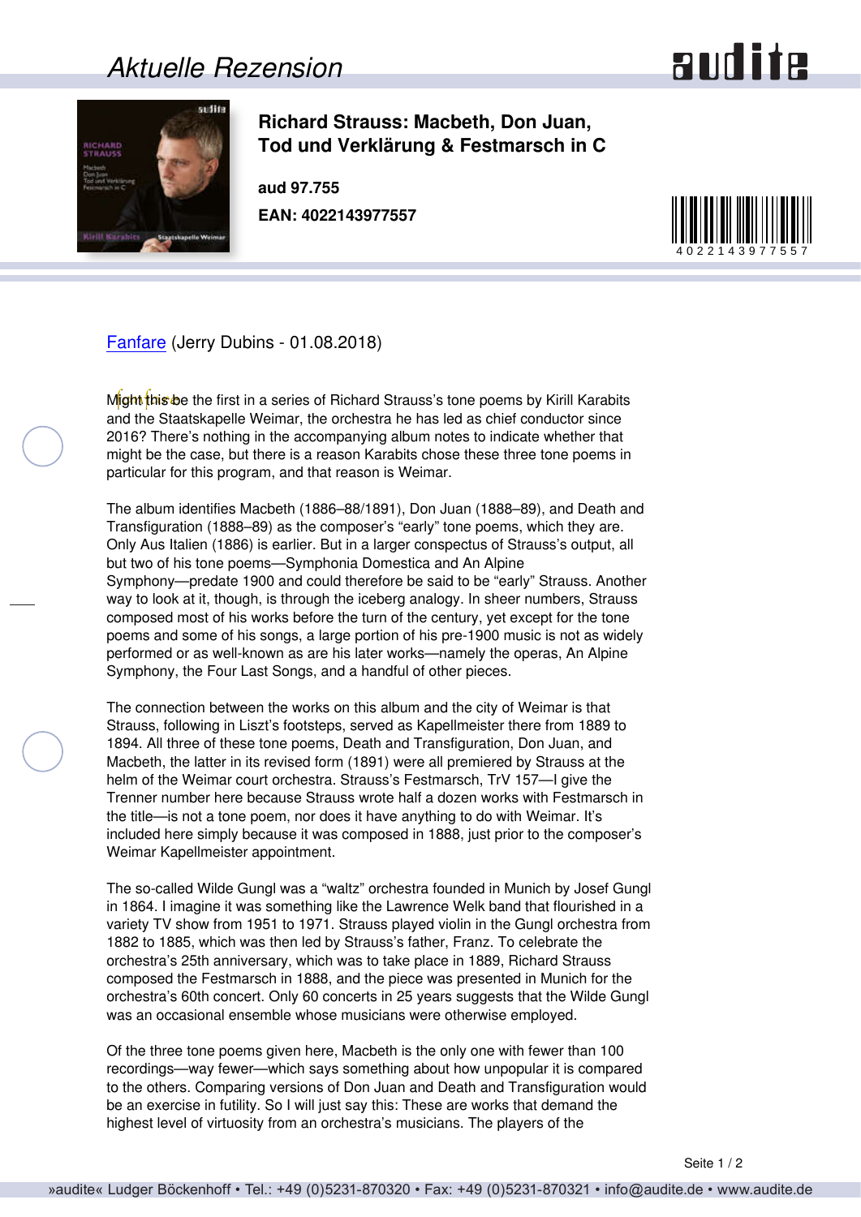# Aktuelle Rezension

## Richard Strauss: Macbeth, Don Juan, Tod und Verklärung & Festmarsch in C

**aud 97.755**

**EAN: 4022143977557**

Fanfare (Jerry Dubins - 01.08.2018)

Might this be the first in a series of Richard Strauss's tone poems by Kirill Karabits and the Staatskapelle Weimar, the orchestra he has led as chief conductor since 2016? There's nothing in the accompanying album notes to indicate whether that might be the case, but there is a reason Karabits chose these three tone poems in particular for this program, and that reason is Weimar.

The album identifies Macbeth (1886–88/1891), Don Juan (1888–89), and Death and Transfiguration (1888–89) as the composer's "early" tone poems, which they are. Only Aus Italien (1886) is earlier. But in a larger conspectus of Strauss's output, all but two of his tone poems—Symphonia Domestica and An Alpine Symphony—predate 1900 and could therefore be said to be "early" Strauss. Another way to look at it, though, is through the iceberg analogy. In sheer numbers, Strauss composed most of his works before the turn of the century, yet except for the tone poems and some of his songs, a large portion of his pre-1900 music is not as widely performed or as well-known as are his later works—namely the operas, An Alpine Symphony, the Four Last Songs, and a handful of other pieces.

The connection between the works on this album and the city of Weimar is that Strauss, following in Liszt's footsteps, served as Kapellmeister there from 1889 to 1894. All three of these tone poems, Death and Transfiguration, Don Juan, and Macbeth, the latter in its revised form (1891) were all premiered by Strauss at the helm of the Weimar court orchestra. Strauss's Festmarsch, TrV 157—I give the Trenner number here because Strauss wrote half a dozen works with Festmarsch in the title—is not a tone poem, nor does it have anything to do with Weimar. It's included here simply because it was composed in 1888, just prior to the composer's Weimar Kapellmeister appointment.

The so-called Wilde Gungl was a "waltz" orchestra founded in Munich by Josef Gungl in 1864. I imagine it was something like the Lawrence Welk band that flourished in a variety TV show from 1951 to 1971. Strauss played violin in the Gungl orchestra from 1882 to 1885, which was then led by Strauss's father, Franz. To celebrate the orchestra's 25th anniversary, which was to take place in 1889, Richard Strauss composed the Festmarsch in 1888, and the piece was presented in Munich for the orchestra's 60th concert. Only 60 concerts in 25 years suggests that the Wilde Gungl was an occasional ensemble whose musicians were otherwise employed.

Of the three tone poems given here, Macbeth is the only one with fewer than 100 recordings—way fewer—which says something about how unpopular it is compared to the others. Comparing versions of Don Juan and Death and Transfiguration would be an exercise in futility. So I will just say this: These are works that demand the highest level of virtuosity from an orchestra's musicians. The players of the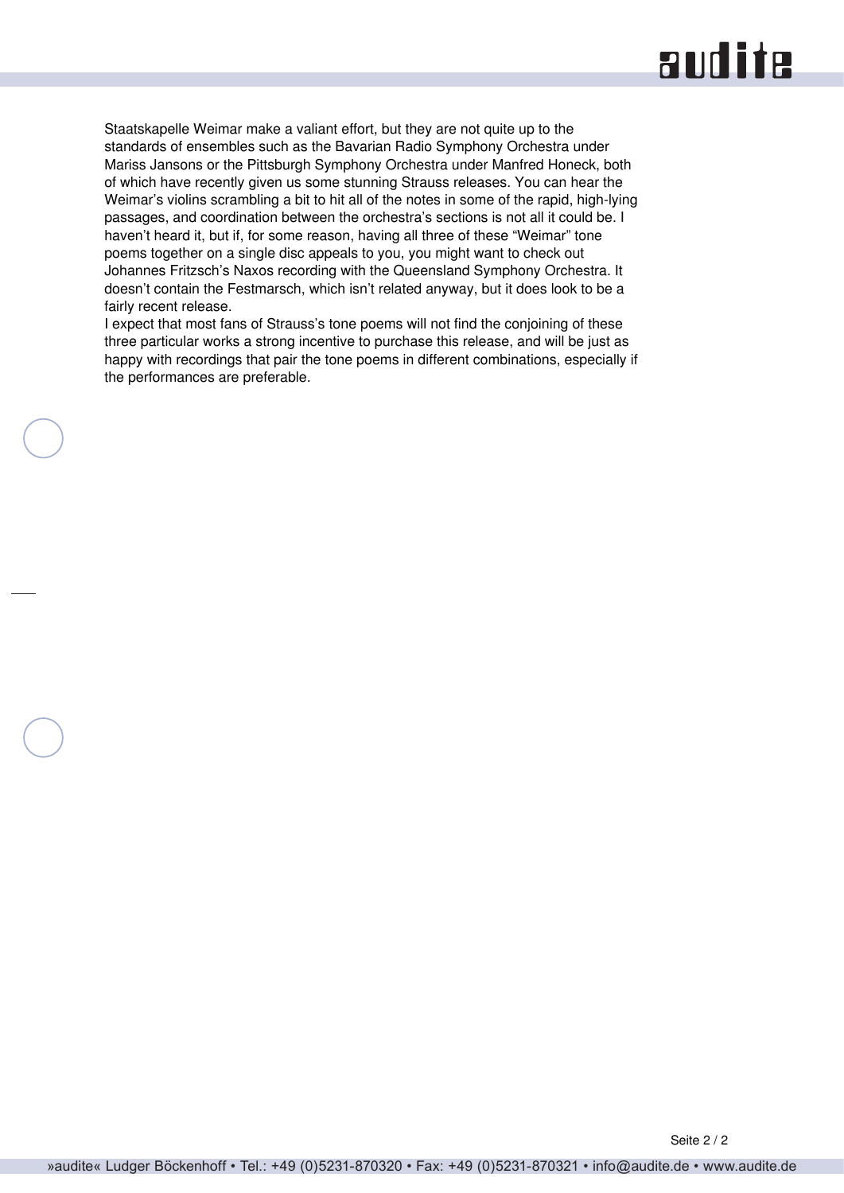Staatskapelle Weimar make a valiant effort, but they are not quite up to the standards of ensembles such as the Bavarian Radio Symphony Orchestra under Mariss Jansons or the Pittsburgh Symphony Orchestra under Manfred Honeck, both of which have recently given us some stunning Strauss releases. You can hear the Weimar's violins scrambling a bit to hit all of the notes in some of the rapid, high-lying passages, and coordination between the orchestra's sections is not all it could be. I haven't heard it, but if, for some reason, having all three of these "Weimar" tone poems together on a single disc appeals to you, you might want to check out Johannes Fritzsch's Naxos recording with the Queensland Symphony Orchestra. It doesn't contain the Festmarsch, which isn't related anyway, but it does look to be a fairly recent release.

I expect that most fans of Strauss's tone poems will not find the conjoining of these three particular works a strong incentive to purchase this release, and will be just as happy with recordings that pair the tone poems in different combinations, especially if the performances are preferable.